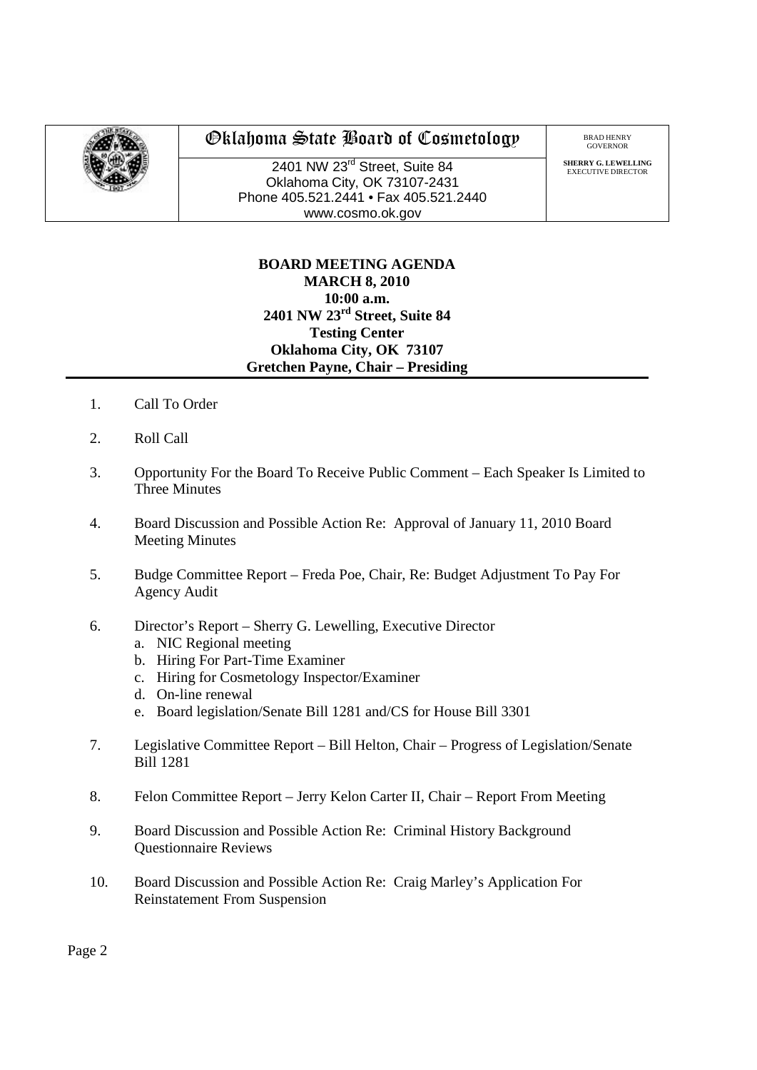# Oklahoma State Board of Cosmetology

2401 NW 23rd Street, Suite 84
Oklahoma City, OK 73107-2431
Phone 405.521.2441 • Fax 405.521.2440
www.cosmo.ok.gov

BRAD HENRY
GOVERNOR

**SHERRY G. LEWELLING**
EXECUTIVE DIRECTOR

**BOARD MEETING AGENDA**
**MARCH 8, 2010**
**10:00 a.m.**
**2401 NW 23rd Street, Suite 84**
**Testing Center**
**Oklahoma City, OK 73107**
**Gretchen Payne, Chair – Presiding**

---

1. Call To Order

2. Roll Call

3. Opportunity For the Board To Receive Public Comment – Each Speaker Is Limited to Three Minutes

4. Board Discussion and Possible Action Re: Approval of January 11, 2010 Board Meeting Minutes

5. Budge Committee Report – Freda Poe, Chair, Re: Budget Adjustment To Pay For Agency Audit

6. Director's Report – Sherry G. Lewelling, Executive Director
   a. NIC Regional meeting
   b. Hiring For Part-Time Examiner
   c. Hiring for Cosmetology Inspector/Examiner
   d. On-line renewal
   e. Board legislation/Senate Bill 1281 and/CS for House Bill 3301

7. Legislative Committee Report – Bill Helton, Chair – Progress of Legislation/Senate Bill 1281

8. Felon Committee Report – Jerry Kelon Carter II, Chair – Report From Meeting

9. Board Discussion and Possible Action Re: Criminal History Background Questionnaire Reviews

10. Board Discussion and Possible Action Re: Craig Marley's Application For Reinstatement From Suspension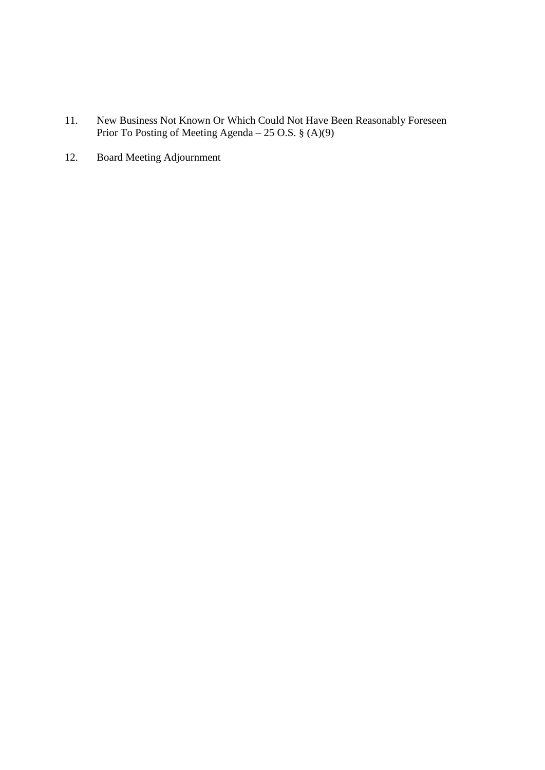11. New Business Not Known Or Which Could Not Have Been Reasonably Foreseen Prior To Posting of Meeting Agenda – 25 O.S. § (A)(9)

12. Board Meeting Adjournment